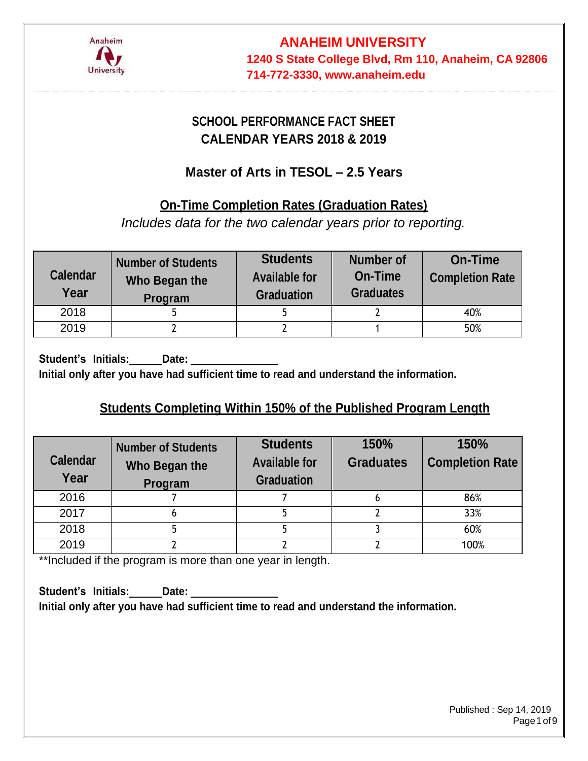# ANAHEIM UNIVERSITY

**1240 S State College Blvd, Rm 110, Anaheim, CA 92806**
**714-772-3330, www.anaheim.edu**

## SCHOOL PERFORMANCE FACT SHEET
## CALENDAR YEARS 2018 & 2019

## Master of Arts in TESOL – 2.5 Years

### On-Time Completion Rates (Graduation Rates)

*Includes data for the two calendar years prior to reporting.*

| Calendar Year | Number of Students Who Began the Program | Students Available for Graduation | Number of On-Time Graduates | On-Time Completion Rate |
|---|---|---|---|---|
| 2018 | 5 | 5 | 2 | 40% |
| 2019 | 2 | 2 | 1 | 50% |

**Student's Initials:\_\_\_\_\_\_ Date: \_\_\_\_\_\_\_\_\_\_\_\_\_\_\_\_**
**Initial only after you have had sufficient time to read and understand the information.**

### Students Completing Within 150% of the Published Program Length

| Calendar Year | Number of Students Who Began the Program | Students Available for Graduation | 150% Graduates | 150% Completion Rate |
|---|---|---|---|---|
| 2016 | 7 | 7 | 6 | 86% |
| 2017 | 6 | 5 | 2 | 33% |
| 2018 | 5 | 5 | 3 | 60% |
| 2019 | 2 | 2 | 2 | 100% |

**Included if the program is more than one year in length.

**Student's Initials:\_\_\_\_\_\_ Date: \_\_\_\_\_\_\_\_\_\_\_\_\_\_\_\_**
**Initial only after you have had sufficient time to read and understand the information.**

Published : Sep 14, 2019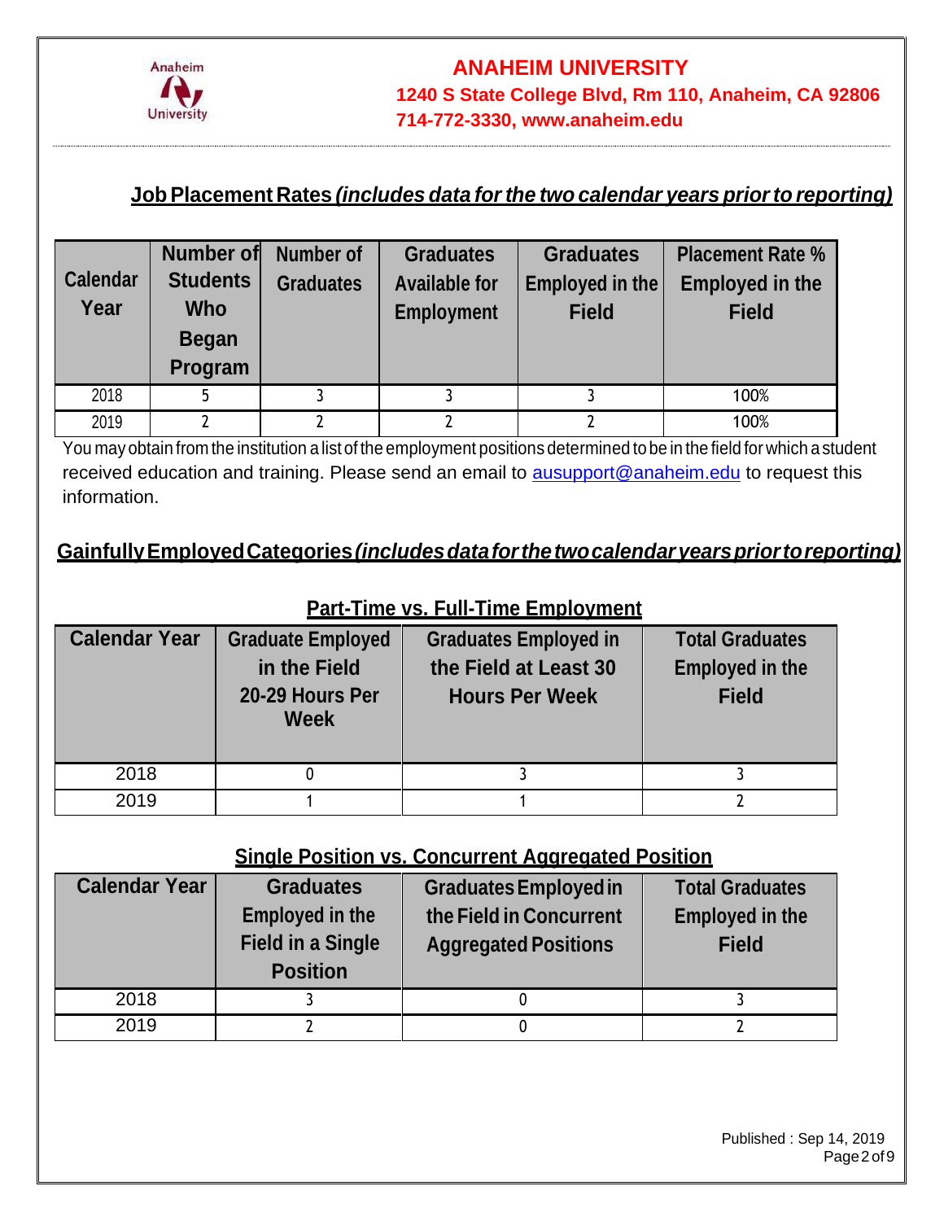**ANAHEIM UNIVERSITY**

**1240 S State College Blvd, Rm 110, Anaheim, CA 92806**

**714-772-3330, www.anaheim.edu**

## Job Placement Rates *(includes data for the two calendar years prior to reporting)*

| Calendar Year | Number of Students Who Began Program | Number of Graduates | Graduates Available for Employment | Graduates Employed in the Field | Placement Rate % Employed in the Field |
|---|---|---|---|---|---|
| 2018 | 5 | 3 | 3 | 3 | 100% |
| 2019 | 2 | 2 | 2 | 2 | 100% |

You may obtain from the institution a list of the employment positions determined to be in the field for which a student received education and training. Please send an email to ausupport@anaheim.edu to request this information.

## Gainfully Employed Categories *(includes data for the two calendar years prior to reporting)*

### Part-Time vs. Full-Time Employment

| Calendar Year | Graduate Employed in the Field 20-29 Hours Per Week | Graduates Employed in the Field at Least 30 Hours Per Week | Total Graduates Employed in the Field |
|---|---|---|---|
| 2018 | 0 | 3 | 3 |
| 2019 | 1 | 1 | 2 |

### Single Position vs. Concurrent Aggregated Position

| Calendar Year | Graduates Employed in the Field in a Single Position | Graduates Employed in the Field in Concurrent Aggregated Positions | Total Graduates Employed in the Field |
|---|---|---|---|
| 2018 | 3 | 0 | 3 |
| 2019 | 2 | 0 | 2 |

Published : Sep 14, 2019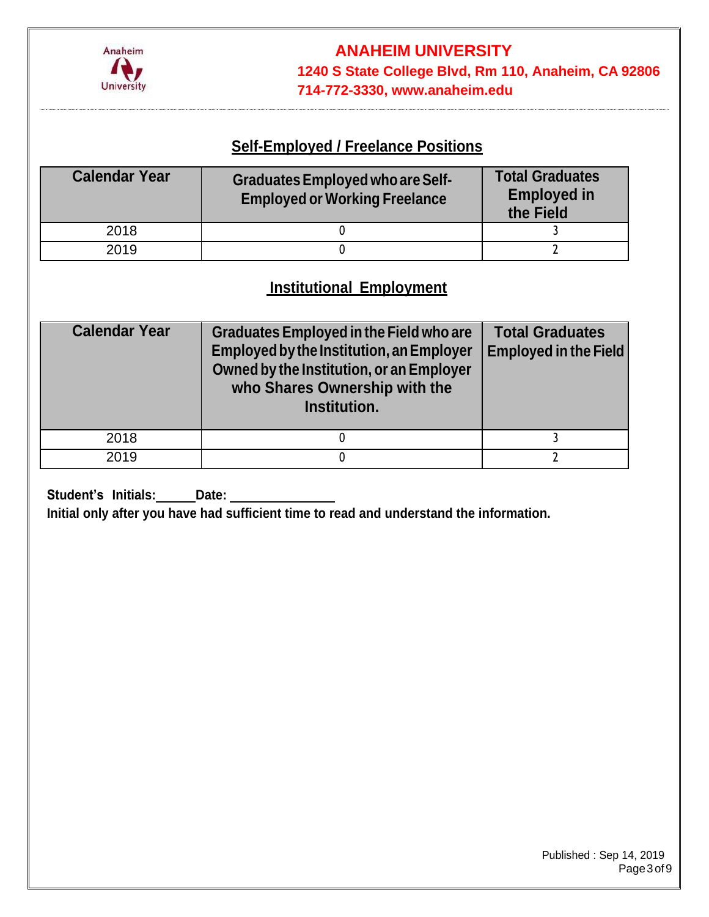## Self-Employed / Freelance Positions

| Calendar Year | Graduates Employed who are Self-Employed or Working Freelance | Total Graduates Employed in the Field |
|---|---|---|
| 2018 | 0 | 3 |
| 2019 | 0 | 2 |

## Institutional Employment

| Calendar Year | Graduates Employed in the Field who are Employed by the Institution, an Employer Owned by the Institution, or an Employer who Shares Ownership with the Institution. | Total Graduates Employed in the Field |
|---|---|---|
| 2018 | 0 | 3 |
| 2019 | 0 | 2 |

**Student's Initials:\_\_\_\_\_\_ Date: \_\_\_\_\_\_\_\_\_\_\_\_\_\_\_\_**

**Initial only after you have had sufficient time to read and understand the information.**

Published : Sep 14, 2019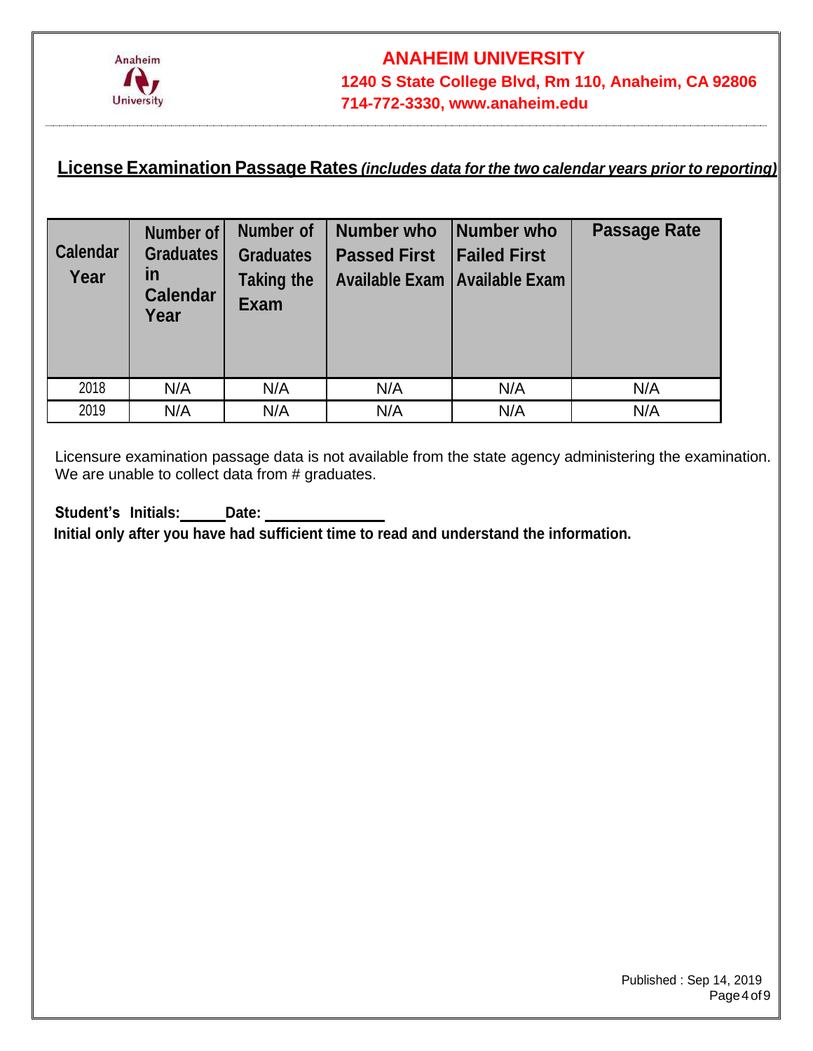# ANAHEIM UNIVERSITY

**1240 S State College Blvd, Rm 110, Anaheim, CA 92806**
**714-772-3330, www.anaheim.edu**

## License Examination Passage Rates *(includes data for the two calendar years prior to reporting)*

| Calendar Year | Number of Graduates in Calendar Year | Number of Graduates Taking the Exam | Number who Passed First Available Exam | Number who Failed First Available Exam | Passage Rate |
|---|---|---|---|---|---|
| 2018 | N/A | N/A | N/A | N/A | N/A |
| 2019 | N/A | N/A | N/A | N/A | N/A |

Licensure examination passage data is not available from the state agency administering the examination. We are unable to collect data from # graduates.

**Student's Initials:\_\_\_\_\_\_ Date: \_\_\_\_\_\_\_\_\_\_\_\_\_\_\_\_**
**Initial only after you have had sufficient time to read and understand the information.**

Published : Sep 14, 2019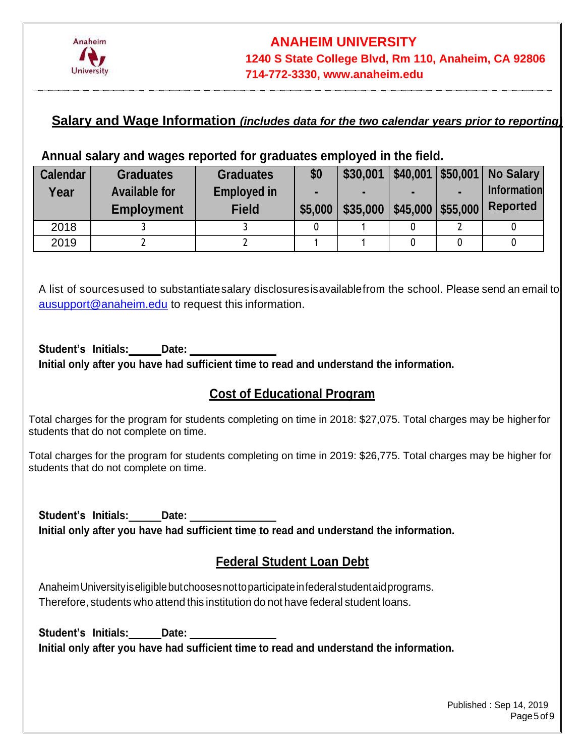**ANAHEIM UNIVERSITY**
**1240 S State College Blvd, Rm 110, Anaheim, CA 92806**
**714-772-3330, www.anaheim.edu**

## Salary and Wage Information *(includes data for the two calendar years prior to reporting)*

**Annual salary and wages reported for graduates employed in the field.**

| Calendar Year | Graduates Available for Employment | Graduates Employed in Field | $0 - $5,000 | $30,001 - $35,000 | $40,001 - $45,000 | $50,001 - $55,000 | No Salary Information Reported |
|---|---|---|---|---|---|---|---|
| 2018 | 3 | 3 | 0 | 1 | 0 | 2 | 0 |
| 2019 | 2 | 2 | 1 | 1 | 0 | 0 | 0 |

A list of sources used to substantiate salary disclosures is available from the school. Please send an email to ausupport@anaheim.edu to request this information.

**Student's Initials:\_\_\_\_\_\_ Date: \_\_\_\_\_\_\_\_\_\_\_\_\_\_\_\_**
**Initial only after you have had sufficient time to read and understand the information.**

## Cost of Educational Program

Total charges for the program for students completing on time in 2018: $27,075. Total charges may be higher for students that do not complete on time.

Total charges for the program for students completing on time in 2019: $26,775. Total charges may be higher for students that do not complete on time.

**Student's Initials:\_\_\_\_\_\_ Date: \_\_\_\_\_\_\_\_\_\_\_\_\_\_\_\_**
**Initial only after you have had sufficient time to read and understand the information.**

## Federal Student Loan Debt

Anaheim University is eligible but chooses not to participate in federal student aid programs. Therefore, students who attend this institution do not have federal student loans.

**Student's Initials:\_\_\_\_\_\_ Date: \_\_\_\_\_\_\_\_\_\_\_\_\_\_\_\_**
**Initial only after you have had sufficient time to read and understand the information.**

Published : Sep 14, 2019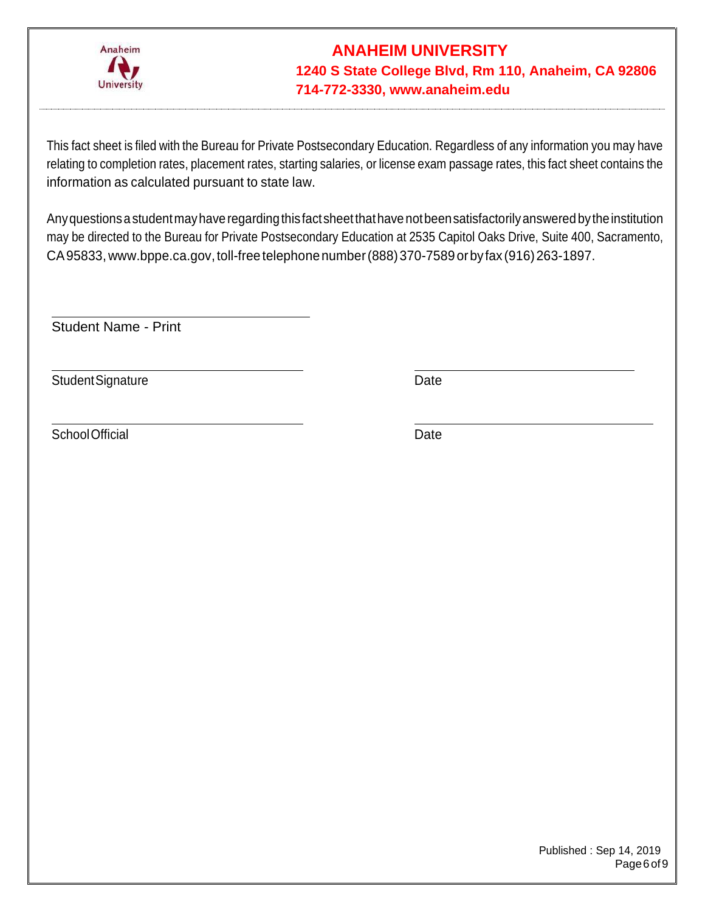**ANAHEIM UNIVERSITY**

**1240 S State College Blvd, Rm 110, Anaheim, CA 92806**
**714-772-3330, www.anaheim.edu**

This fact sheet is filed with the Bureau for Private Postsecondary Education. Regardless of any information you may have relating to completion rates, placement rates, starting salaries, or license exam passage rates, this fact sheet contains the information as calculated pursuant to state law.

Any questions a student may have regarding this fact sheet that have not been satisfactorily answered by the institution may be directed to the Bureau for Private Postsecondary Education at 2535 Capitol Oaks Drive, Suite 400, Sacramento, CA 95833, www.bppe.ca.gov, toll-free telephone number (888) 370-7589 or by fax (916) 263-1897.

\_\_\_\_\_\_\_\_\_\_\_\_\_\_\_\_\_\_\_\_\_\_\_\_\_\_\_\_\_\_\_\_\_\_\_\_
Student Name - Print

\_\_\_\_\_\_\_\_\_\_\_\_\_\_\_\_\_\_\_\_\_\_\_\_\_\_\_\_\_\_\_\_\_\_\_\_ \_\_\_\_\_\_\_\_\_\_\_\_\_\_\_\_\_\_\_\_\_\_\_\_\_\_\_\_\_\_\_\_
Student Signature Date

\_\_\_\_\_\_\_\_\_\_\_\_\_\_\_\_\_\_\_\_\_\_\_\_\_\_\_\_\_\_\_\_\_\_\_\_ \_\_\_\_\_\_\_\_\_\_\_\_\_\_\_\_\_\_\_\_\_\_\_\_\_\_\_\_\_\_\_\_
School Official Date

Published : Sep 14, 2019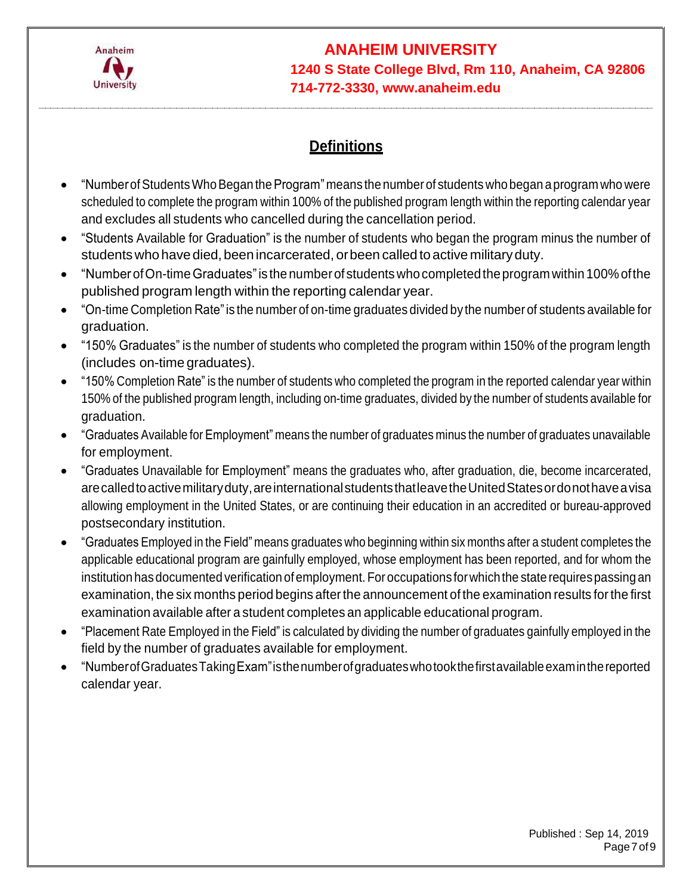## Definitions

- "Number of Students Who Began the Program" means the number of students who began a program who were scheduled to complete the program within 100% of the published program length within the reporting calendar year and excludes all students who cancelled during the cancellation period.
- "Students Available for Graduation" is the number of students who began the program minus the number of students who have died, been incarcerated, or been called to active military duty.
- "Number of On-time Graduates" is the number of students who completed the program within 100% of the published program length within the reporting calendar year.
- "On-time Completion Rate" is the number of on-time graduates divided by the number of students available for graduation.
- "150% Graduates" is the number of students who completed the program within 150% of the program length (includes on-time graduates).
- "150% Completion Rate" is the number of students who completed the program in the reported calendar year within 150% of the published program length, including on-time graduates, divided by the number of students available for graduation.
- "Graduates Available for Employment" means the number of graduates minus the number of graduates unavailable for employment.
- "Graduates Unavailable for Employment" means the graduates who, after graduation, die, become incarcerated, are called to active military duty, are international students that leave the United States or do not have a visa allowing employment in the United States, or are continuing their education in an accredited or bureau-approved postsecondary institution.
- "Graduates Employed in the Field" means graduates who beginning within six months after a student completes the applicable educational program are gainfully employed, whose employment has been reported, and for whom the institution has documented verification of employment. For occupations for which the state requires passing an examination, the six months period begins after the announcement of the examination results for the first examination available after a student completes an applicable educational program.
- "Placement Rate Employed in the Field" is calculated by dividing the number of graduates gainfully employed in the field by the number of graduates available for employment.
- "Number of Graduates Taking Exam" is the number of graduates who took the first available exam in the reported calendar year.

Published : Sep 14, 2019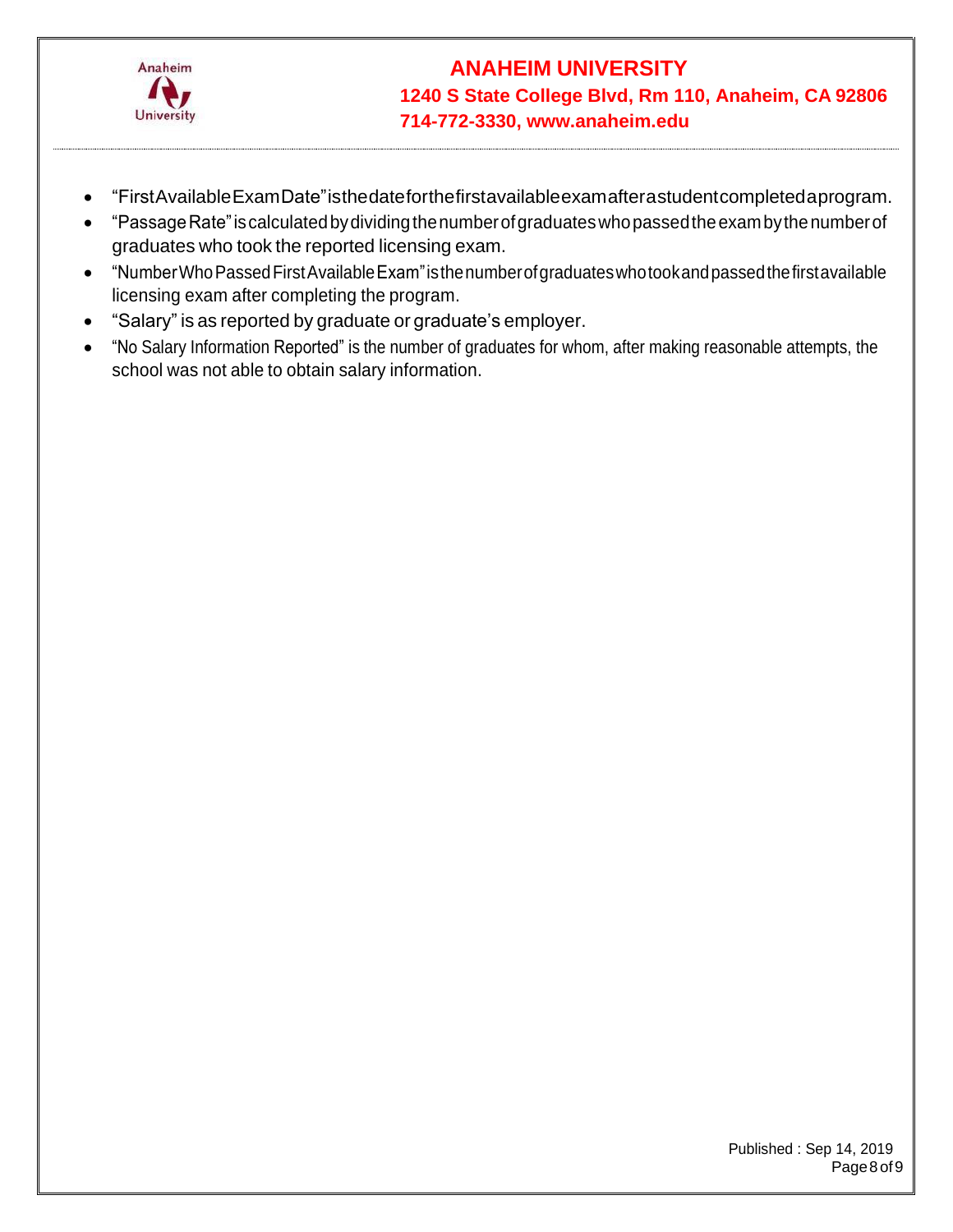- "First Available Exam Date" is the date for the first available exam after a student completed a program.
- "Passage Rate" is calculated by dividing the number of graduates who passed the exam by the number of graduates who took the reported licensing exam.
- "Number Who Passed First Available Exam" is the number of graduates who took and passed the first available licensing exam after completing the program.
- "Salary" is as reported by graduate or graduate's employer.
- "No Salary Information Reported" is the number of graduates for whom, after making reasonable attempts, the school was not able to obtain salary information.

Published : Sep 14, 2019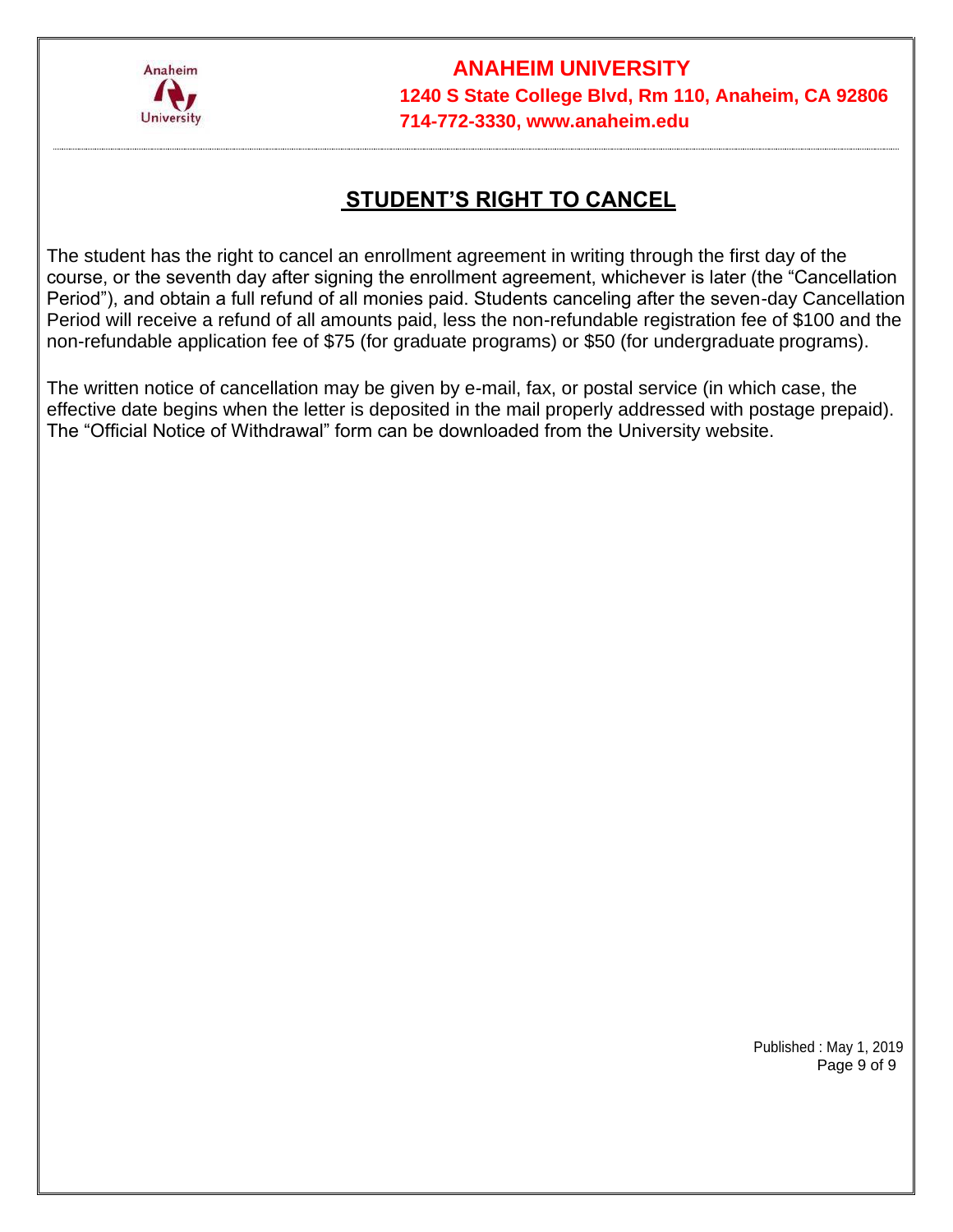# ANAHEIM UNIVERSITY

**1240 S State College Blvd, Rm 110, Anaheim, CA 92806**
**714-772-3330, www.anaheim.edu**

## STUDENT'S RIGHT TO CANCEL

The student has the right to cancel an enrollment agreement in writing through the first day of the course, or the seventh day after signing the enrollment agreement, whichever is later (the "Cancellation Period"), and obtain a full refund of all monies paid. Students canceling after the seven-day Cancellation Period will receive a refund of all amounts paid, less the non-refundable registration fee of $100 and the non-refundable application fee of $75 (for graduate programs) or $50 (for undergraduate programs).

The written notice of cancellation may be given by e-mail, fax, or postal service (in which case, the effective date begins when the letter is deposited in the mail properly addressed with postage prepaid). The "Official Notice of Withdrawal" form can be downloaded from the University website.

Published : May 1, 2019